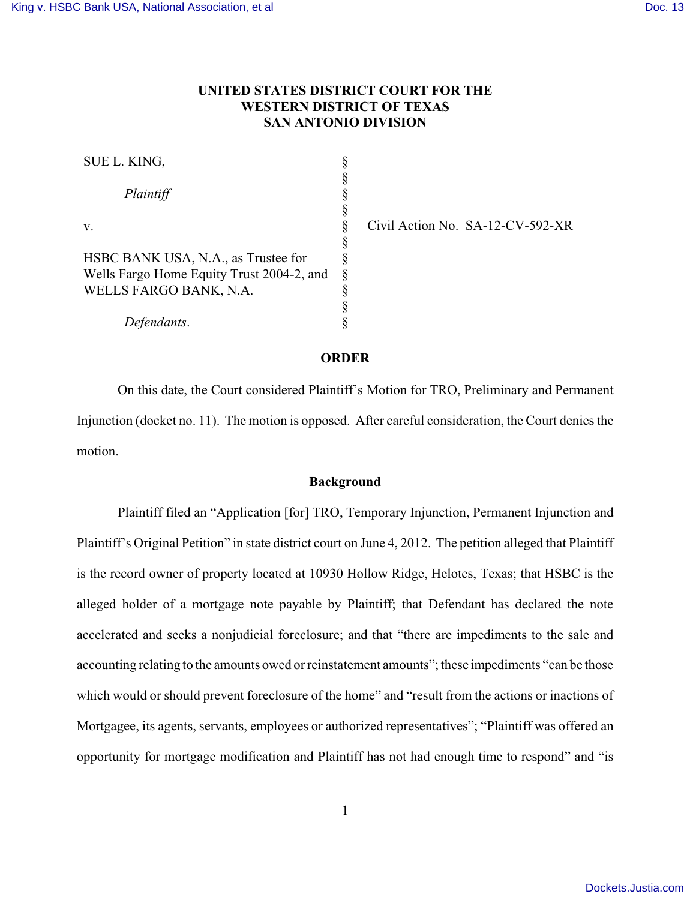**UNITED STATES DISTRICT COURT FOR THE**
**WESTERN DISTRICT OF TEXAS**
**SAN ANTONIO DIVISION**

| | | |
|---|---|---|
| SUE L. KING, | § | |
| | § | |
| *Plaintiff* | § | |
| | § | |
| v. | § | Civil Action No. SA-12-CV-592-XR |
| | § | |
| HSBC BANK USA, N.A., as Trustee for Wells Fargo Home Equity Trust 2004-2, and WELLS FARGO BANK, N.A. | § | |
| | § | |
| *Defendants*. | § | |

## ORDER

On this date, the Court considered Plaintiff's Motion for TRO, Preliminary and Permanent Injunction (docket no. 11). The motion is opposed. After careful consideration, the Court denies the motion.

### Background

Plaintiff filed an "Application [for] TRO, Temporary Injunction, Permanent Injunction and Plaintiff's Original Petition" in state district court on June 4, 2012. The petition alleged that Plaintiff is the record owner of property located at 10930 Hollow Ridge, Helotes, Texas; that HSBC is the alleged holder of a mortgage note payable by Plaintiff; that Defendant has declared the note accelerated and seeks a nonjudicial foreclosure; and that "there are impediments to the sale and accounting relating to the amounts owed or reinstatement amounts"; these impediments "can be those which would or should prevent foreclosure of the home" and "result from the actions or inactions of Mortgagee, its agents, servants, employees or authorized representatives"; "Plaintiff was offered an opportunity for mortgage modification and Plaintiff has not had enough time to respond" and "is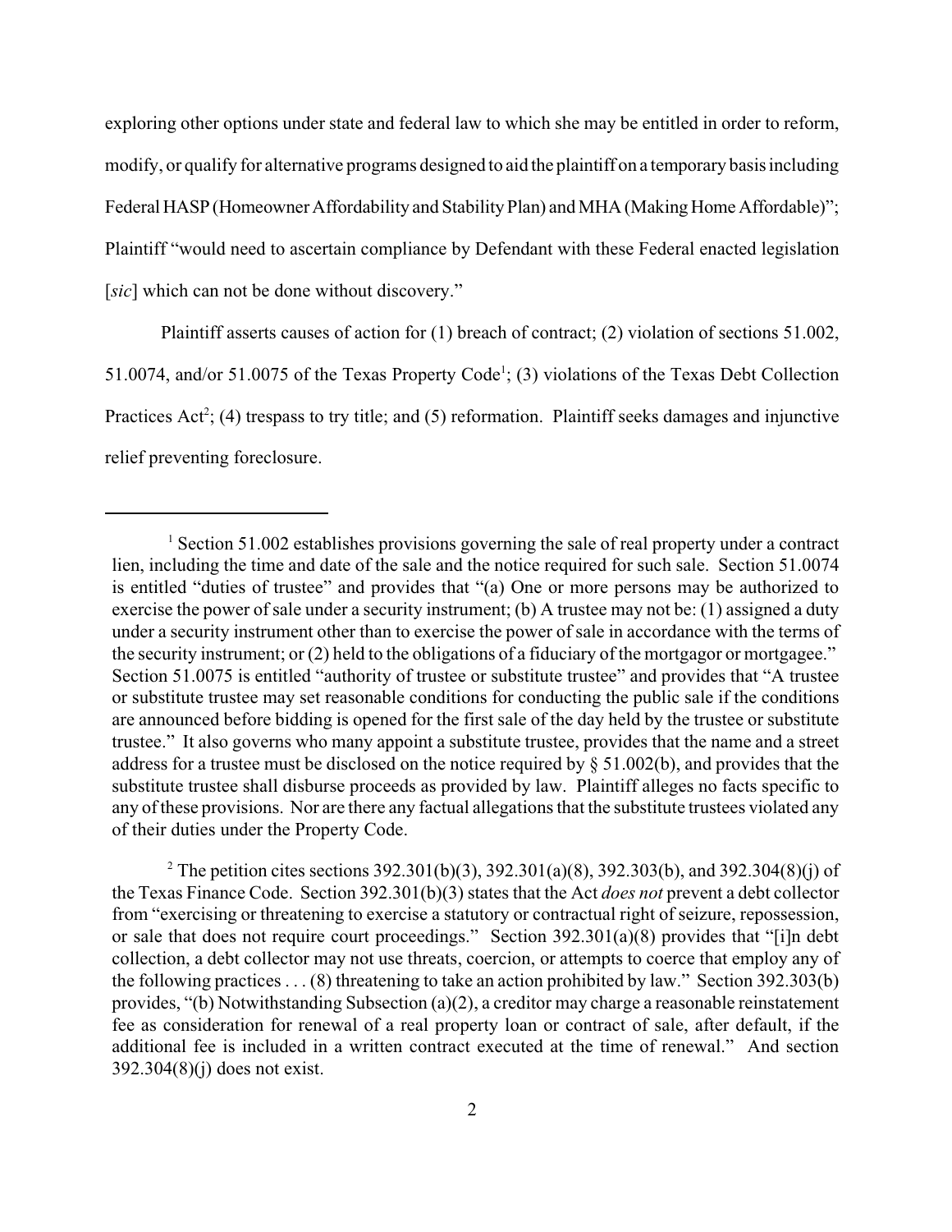exploring other options under state and federal law to which she may be entitled in order to reform, modify, or qualify for alternative programs designed to aid the plaintiff on a temporary basis including Federal HASP (Homeowner Affordability and Stability Plan) and MHA (Making Home Affordable)"; Plaintiff "would need to ascertain compliance by Defendant with these Federal enacted legislation [*sic*] which can not be done without discovery."

Plaintiff asserts causes of action for (1) breach of contract; (2) violation of sections 51.002, 51.0074, and/or 51.0075 of the Texas Property Code[1]; (3) violations of the Texas Debt Collection Practices Act[2]; (4) trespass to try title; and (5) reformation. Plaintiff seeks damages and injunctive relief preventing foreclosure.

---

[1] Section 51.002 establishes provisions governing the sale of real property under a contract lien, including the time and date of the sale and the notice required for such sale. Section 51.0074 is entitled "duties of trustee" and provides that "(a) One or more persons may be authorized to exercise the power of sale under a security instrument; (b) A trustee may not be: (1) assigned a duty under a security instrument other than to exercise the power of sale in accordance with the terms of the security instrument; or (2) held to the obligations of a fiduciary of the mortgagor or mortgagee." Section 51.0075 is entitled "authority of trustee or substitute trustee" and provides that "A trustee or substitute trustee may set reasonable conditions for conducting the public sale if the conditions are announced before bidding is opened for the first sale of the day held by the trustee or substitute trustee." It also governs who many appoint a substitute trustee, provides that the name and a street address for a trustee must be disclosed on the notice required by § 51.002(b), and provides that the substitute trustee shall disburse proceeds as provided by law. Plaintiff alleges no facts specific to any of these provisions. Nor are there any factual allegations that the substitute trustees violated any of their duties under the Property Code.

[2] The petition cites sections 392.301(b)(3), 392.301(a)(8), 392.303(b), and 392.304(8)(j) of the Texas Finance Code. Section 392.301(b)(3) states that the Act *does not* prevent a debt collector from "exercising or threatening to exercise a statutory or contractual right of seizure, repossession, or sale that does not require court proceedings." Section 392.301(a)(8) provides that "[i]n debt collection, a debt collector may not use threats, coercion, or attempts to coerce that employ any of the following practices . . . (8) threatening to take an action prohibited by law." Section 392.303(b) provides, "(b) Notwithstanding Subsection (a)(2), a creditor may charge a reasonable reinstatement fee as consideration for renewal of a real property loan or contract of sale, after default, if the additional fee is included in a written contract executed at the time of renewal." And section 392.304(8)(j) does not exist.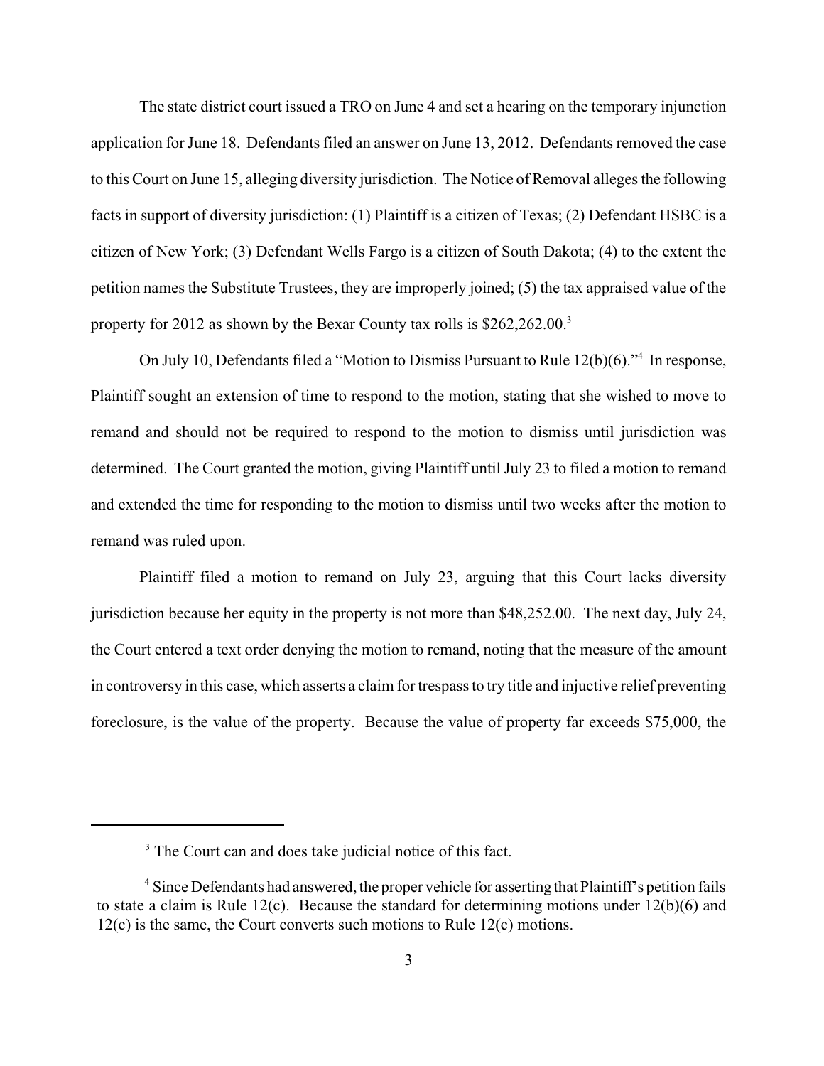The state district court issued a TRO on June 4 and set a hearing on the temporary injunction application for June 18. Defendants filed an answer on June 13, 2012. Defendants removed the case to this Court on June 15, alleging diversity jurisdiction. The Notice of Removal alleges the following facts in support of diversity jurisdiction: (1) Plaintiff is a citizen of Texas; (2) Defendant HSBC is a citizen of New York; (3) Defendant Wells Fargo is a citizen of South Dakota; (4) to the extent the petition names the Substitute Trustees, they are improperly joined; (5) the tax appraised value of the property for 2012 as shown by the Bexar County tax rolls is $262,262.00.[3]

On July 10, Defendants filed a "Motion to Dismiss Pursuant to Rule 12(b)(6)."[4] In response, Plaintiff sought an extension of time to respond to the motion, stating that she wished to move to remand and should not be required to respond to the motion to dismiss until jurisdiction was determined. The Court granted the motion, giving Plaintiff until July 23 to filed a motion to remand and extended the time for responding to the motion to dismiss until two weeks after the motion to remand was ruled upon.

Plaintiff filed a motion to remand on July 23, arguing that this Court lacks diversity jurisdiction because her equity in the property is not more than $48,252.00. The next day, July 24, the Court entered a text order denying the motion to remand, noting that the measure of the amount in controversy in this case, which asserts a claim for trespass to try title and injuctive relief preventing foreclosure, is the value of the property. Because the value of property far exceeds $75,000, the

[3] The Court can and does take judicial notice of this fact.

[4] Since Defendants had answered, the proper vehicle for asserting that Plaintiff's petition fails to state a claim is Rule 12(c). Because the standard for determining motions under 12(b)(6) and 12(c) is the same, the Court converts such motions to Rule 12(c) motions.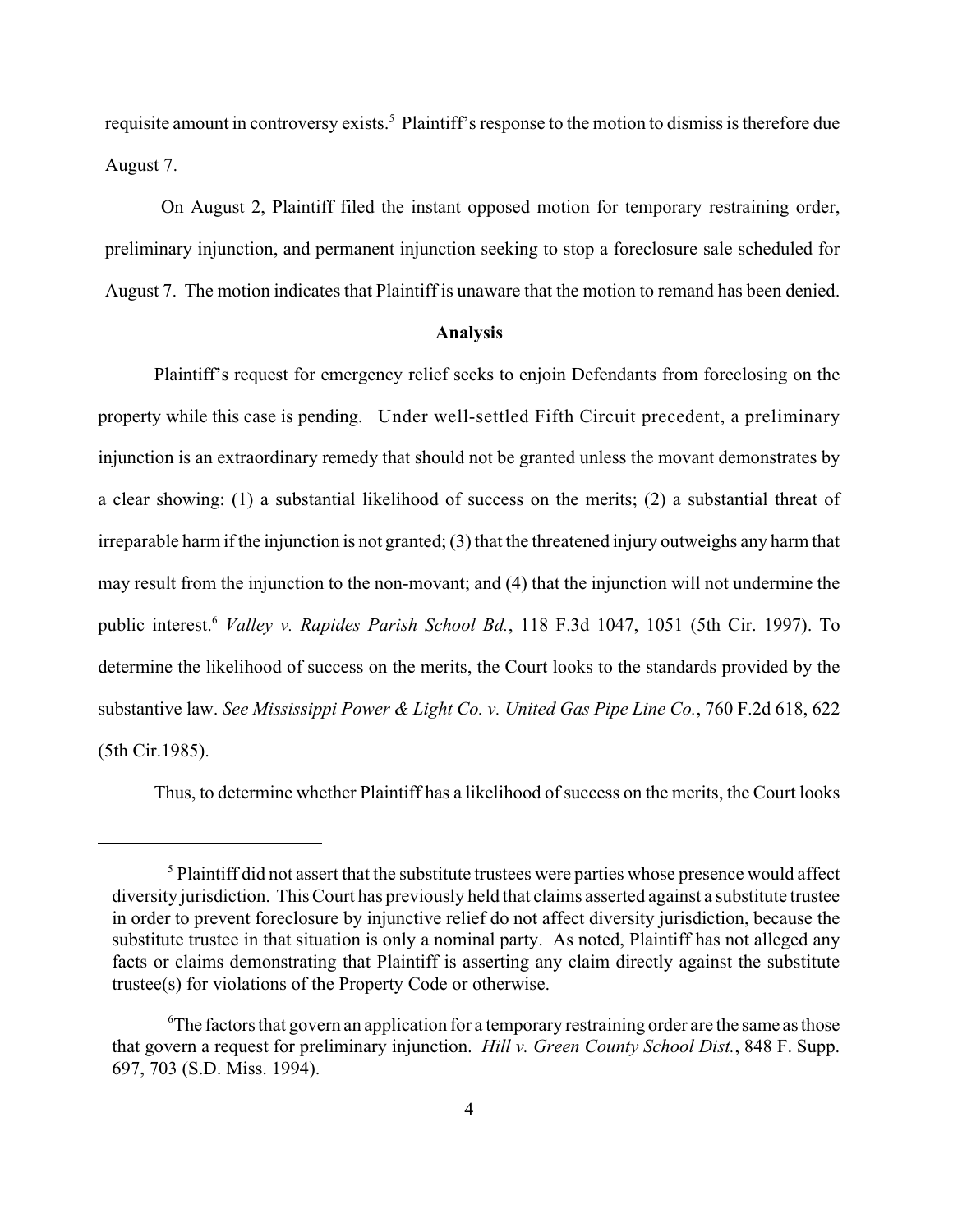requisite amount in controversy exists.[5] Plaintiff's response to the motion to dismiss is therefore due August 7.

On August 2, Plaintiff filed the instant opposed motion for temporary restraining order, preliminary injunction, and permanent injunction seeking to stop a foreclosure sale scheduled for August 7. The motion indicates that Plaintiff is unaware that the motion to remand has been denied.

**Analysis**

Plaintiff's request for emergency relief seeks to enjoin Defendants from foreclosing on the property while this case is pending. Under well-settled Fifth Circuit precedent, a preliminary injunction is an extraordinary remedy that should not be granted unless the movant demonstrates by a clear showing: (1) a substantial likelihood of success on the merits; (2) a substantial threat of irreparable harm if the injunction is not granted; (3) that the threatened injury outweighs any harm that may result from the injunction to the non-movant; and (4) that the injunction will not undermine the public interest.[6] *Valley v. Rapides Parish School Bd.*, 118 F.3d 1047, 1051 (5th Cir. 1997). To determine the likelihood of success on the merits, the Court looks to the standards provided by the substantive law. *See Mississippi Power & Light Co. v. United Gas Pipe Line Co.*, 760 F.2d 618, 622 (5th Cir.1985).

Thus, to determine whether Plaintiff has a likelihood of success on the merits, the Court looks

---

[5] Plaintiff did not assert that the substitute trustees were parties whose presence would affect diversity jurisdiction. This Court has previously held that claims asserted against a substitute trustee in order to prevent foreclosure by injunctive relief do not affect diversity jurisdiction, because the substitute trustee in that situation is only a nominal party. As noted, Plaintiff has not alleged any facts or claims demonstrating that Plaintiff is asserting any claim directly against the substitute trustee(s) for violations of the Property Code or otherwise.

[6] The factors that govern an application for a temporary restraining order are the same as those that govern a request for preliminary injunction. *Hill v. Green County School Dist.*, 848 F. Supp. 697, 703 (S.D. Miss. 1994).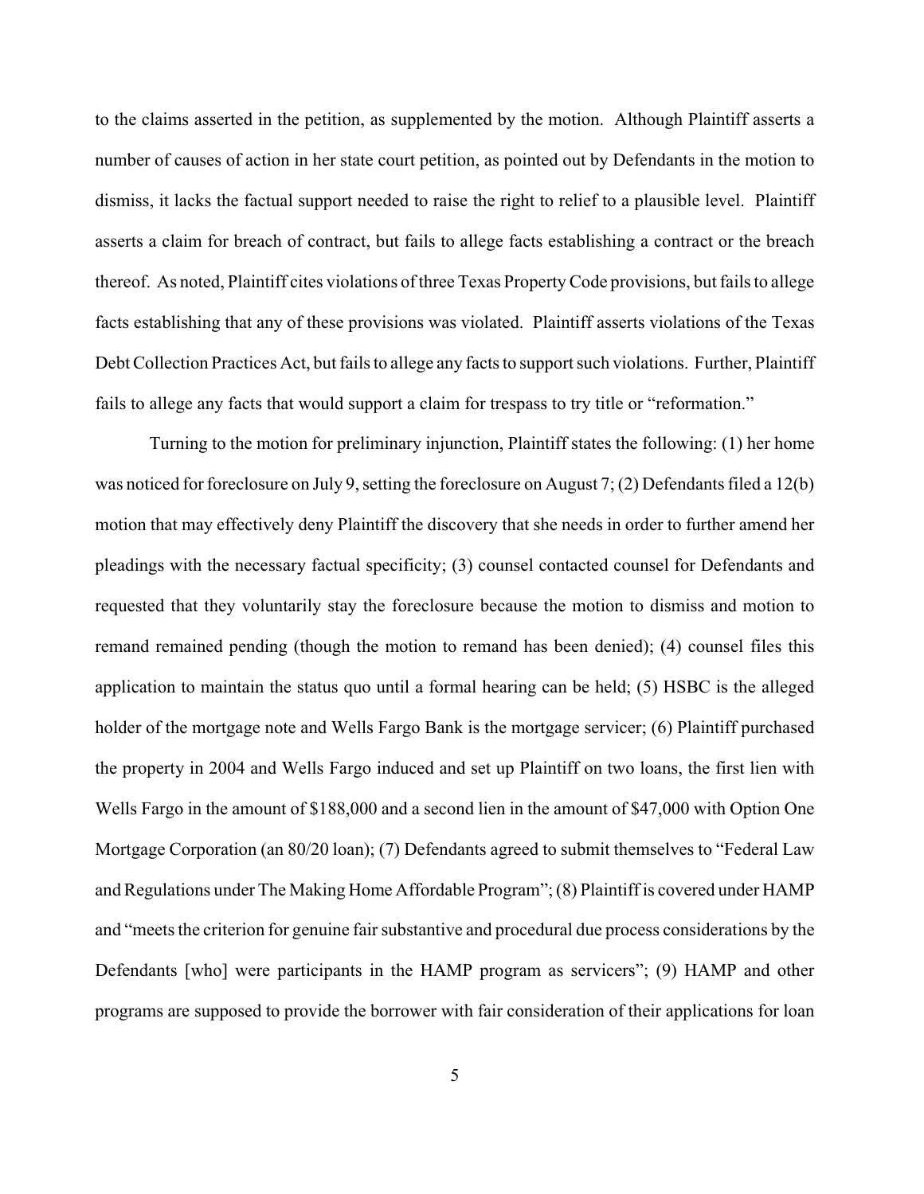to the claims asserted in the petition, as supplemented by the motion. Although Plaintiff asserts a number of causes of action in her state court petition, as pointed out by Defendants in the motion to dismiss, it lacks the factual support needed to raise the right to relief to a plausible level. Plaintiff asserts a claim for breach of contract, but fails to allege facts establishing a contract or the breach thereof. As noted, Plaintiff cites violations of three Texas Property Code provisions, but fails to allege facts establishing that any of these provisions was violated. Plaintiff asserts violations of the Texas Debt Collection Practices Act, but fails to allege any facts to support such violations. Further, Plaintiff fails to allege any facts that would support a claim for trespass to try title or "reformation."

Turning to the motion for preliminary injunction, Plaintiff states the following: (1) her home was noticed for foreclosure on July 9, setting the foreclosure on August 7; (2) Defendants filed a 12(b) motion that may effectively deny Plaintiff the discovery that she needs in order to further amend her pleadings with the necessary factual specificity; (3) counsel contacted counsel for Defendants and requested that they voluntarily stay the foreclosure because the motion to dismiss and motion to remand remained pending (though the motion to remand has been denied); (4) counsel files this application to maintain the status quo until a formal hearing can be held; (5) HSBC is the alleged holder of the mortgage note and Wells Fargo Bank is the mortgage servicer; (6) Plaintiff purchased the property in 2004 and Wells Fargo induced and set up Plaintiff on two loans, the first lien with Wells Fargo in the amount of $188,000 and a second lien in the amount of $47,000 with Option One Mortgage Corporation (an 80/20 loan); (7) Defendants agreed to submit themselves to "Federal Law and Regulations under The Making Home Affordable Program"; (8) Plaintiff is covered under HAMP and "meets the criterion for genuine fair substantive and procedural due process considerations by the Defendants [who] were participants in the HAMP program as servicers"; (9) HAMP and other programs are supposed to provide the borrower with fair consideration of their applications for loan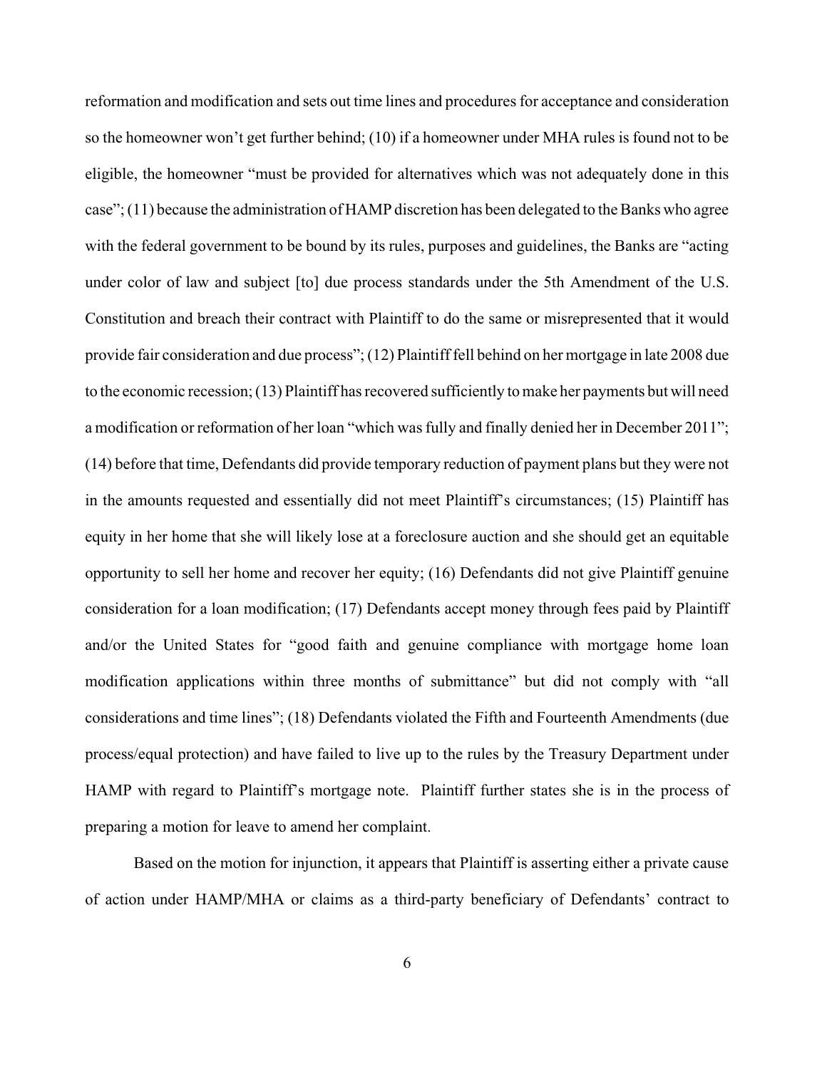reformation and modification and sets out time lines and procedures for acceptance and consideration so the homeowner won't get further behind; (10) if a homeowner under MHA rules is found not to be eligible, the homeowner "must be provided for alternatives which was not adequately done in this case"; (11) because the administration of HAMP discretion has been delegated to the Banks who agree with the federal government to be bound by its rules, purposes and guidelines, the Banks are "acting under color of law and subject [to] due process standards under the 5th Amendment of the U.S. Constitution and breach their contract with Plaintiff to do the same or misrepresented that it would provide fair consideration and due process"; (12) Plaintiff fell behind on her mortgage in late 2008 due to the economic recession; (13) Plaintiff has recovered sufficiently to make her payments but will need a modification or reformation of her loan "which was fully and finally denied her in December 2011"; (14) before that time, Defendants did provide temporary reduction of payment plans but they were not in the amounts requested and essentially did not meet Plaintiff's circumstances; (15) Plaintiff has equity in her home that she will likely lose at a foreclosure auction and she should get an equitable opportunity to sell her home and recover her equity; (16) Defendants did not give Plaintiff genuine consideration for a loan modification; (17) Defendants accept money through fees paid by Plaintiff and/or the United States for "good faith and genuine compliance with mortgage home loan modification applications within three months of submittance" but did not comply with "all considerations and time lines"; (18) Defendants violated the Fifth and Fourteenth Amendments (due process/equal protection) and have failed to live up to the rules by the Treasury Department under HAMP with regard to Plaintiff's mortgage note. Plaintiff further states she is in the process of preparing a motion for leave to amend her complaint.

Based on the motion for injunction, it appears that Plaintiff is asserting either a private cause of action under HAMP/MHA or claims as a third-party beneficiary of Defendants' contract to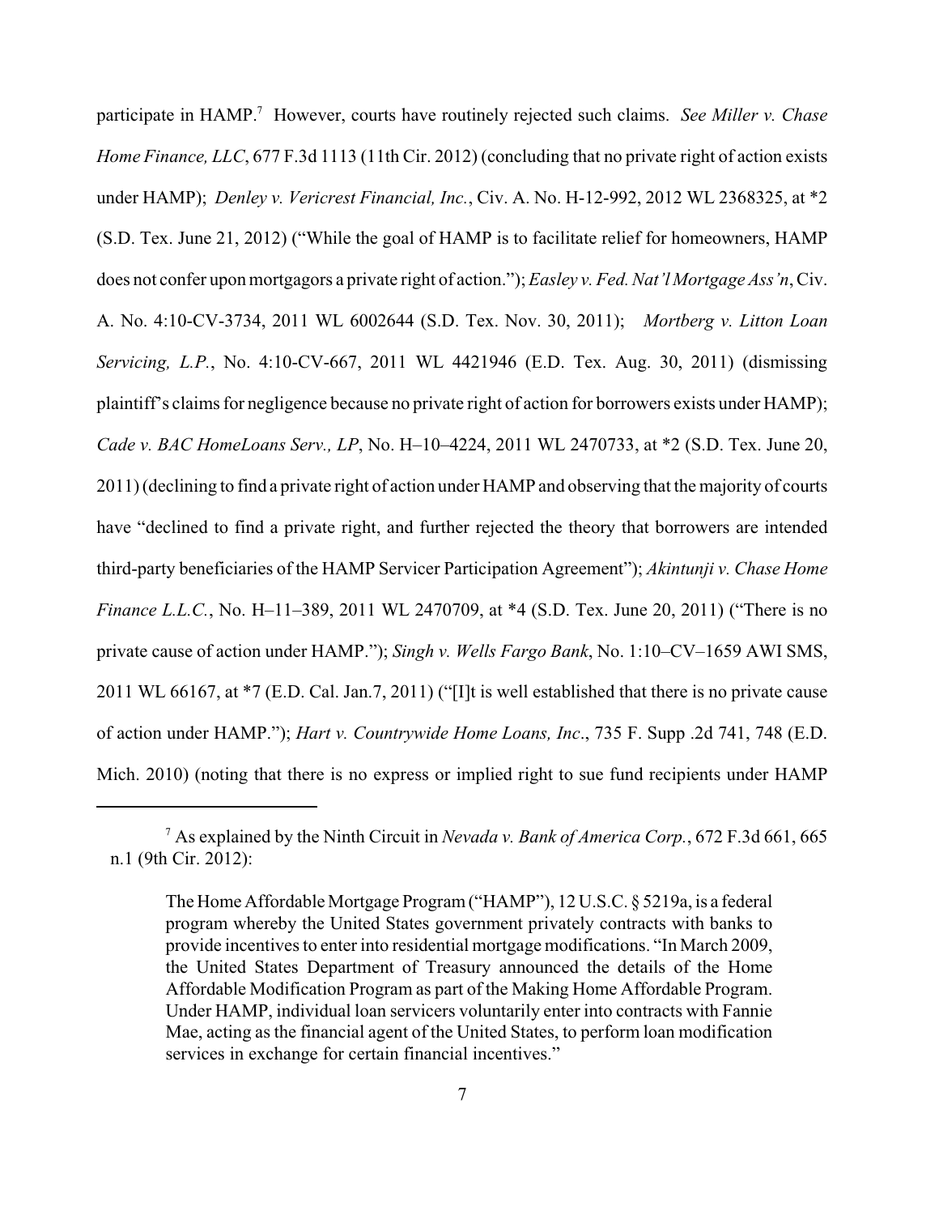participate in HAMP.[7] However, courts have routinely rejected such claims. *See Miller v. Chase Home Finance, LLC*, 677 F.3d 1113 (11th Cir. 2012) (concluding that no private right of action exists under HAMP); *Denley v. Vericrest Financial, Inc.*, Civ. A. No. H-12-992, 2012 WL 2368325, at *2 (S.D. Tex. June 21, 2012) ("While the goal of HAMP is to facilitate relief for homeowners, HAMP does not confer upon mortgagors a private right of action."); *Easley v. Fed. Nat'l Mortgage Ass'n*, Civ. A. No. 4:10-CV-3734, 2011 WL 6002644 (S.D. Tex. Nov. 30, 2011); *Mortberg v. Litton Loan Servicing, L.P.*, No. 4:10-CV-667, 2011 WL 4421946 (E.D. Tex. Aug. 30, 2011) (dismissing plaintiff's claims for negligence because no private right of action for borrowers exists under HAMP); *Cade v. BAC HomeLoans Serv., LP*, No. H–10–4224, 2011 WL 2470733, at *2 (S.D. Tex. June 20, 2011) (declining to find a private right of action under HAMP and observing that the majority of courts have "declined to find a private right, and further rejected the theory that borrowers are intended third-party beneficiaries of the HAMP Servicer Participation Agreement"); *Akintunji v. Chase Home Finance L.L.C.*, No. H–11–389, 2011 WL 2470709, at *4 (S.D. Tex. June 20, 2011) ("There is no private cause of action under HAMP."); *Singh v. Wells Fargo Bank*, No. 1:10–CV–1659 AWI SMS, 2011 WL 66167, at *7 (E.D. Cal. Jan.7, 2011) ("[I]t is well established that there is no private cause of action under HAMP."); *Hart v. Countrywide Home Loans, Inc.*, 735 F. Supp .2d 741, 748 (E.D. Mich. 2010) (noting that there is no express or implied right to sue fund recipients under HAMP

---

[7] As explained by the Ninth Circuit in *Nevada v. Bank of America Corp.*, 672 F.3d 661, 665 n.1 (9th Cir. 2012):

> The Home Affordable Mortgage Program ("HAMP"), 12 U.S.C. § 5219a, is a federal program whereby the United States government privately contracts with banks to provide incentives to enter into residential mortgage modifications. "In March 2009, the United States Department of Treasury announced the details of the Home Affordable Modification Program as part of the Making Home Affordable Program. Under HAMP, individual loan servicers voluntarily enter into contracts with Fannie Mae, acting as the financial agent of the United States, to perform loan modification services in exchange for certain financial incentives."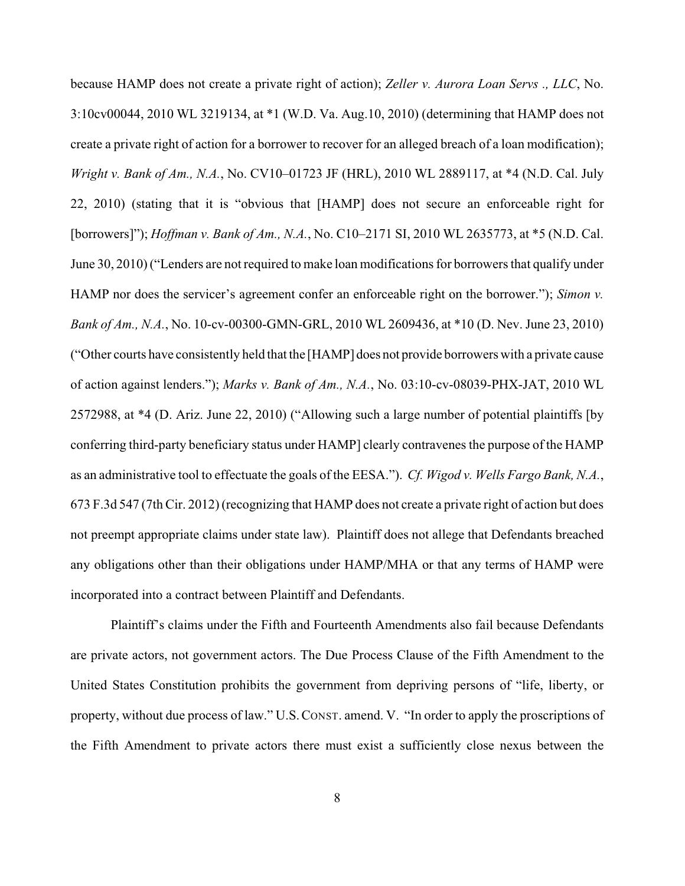because HAMP does not create a private right of action); *Zeller v. Aurora Loan Servs ., LLC*, No. 3:10cv00044, 2010 WL 3219134, at *1 (W.D. Va. Aug.10, 2010) (determining that HAMP does not create a private right of action for a borrower to recover for an alleged breach of a loan modification); *Wright v. Bank of Am., N.A.*, No. CV10–01723 JF (HRL), 2010 WL 2889117, at *4 (N.D. Cal. July 22, 2010) (stating that it is "obvious that [HAMP] does not secure an enforceable right for [borrowers]"); *Hoffman v. Bank of Am., N.A.*, No. C10–2171 SI, 2010 WL 2635773, at *5 (N.D. Cal. June 30, 2010) ("Lenders are not required to make loan modifications for borrowers that qualify under HAMP nor does the servicer's agreement confer an enforceable right on the borrower."); *Simon v. Bank of Am., N.A.*, No. 10-cv-00300-GMN-GRL, 2010 WL 2609436, at *10 (D. Nev. June 23, 2010) ("Other courts have consistently held that the [HAMP] does not provide borrowers with a private cause of action against lenders."); *Marks v. Bank of Am., N.A.*, No. 03:10-cv-08039-PHX-JAT, 2010 WL 2572988, at *4 (D. Ariz. June 22, 2010) ("Allowing such a large number of potential plaintiffs [by conferring third-party beneficiary status under HAMP] clearly contravenes the purpose of the HAMP as an administrative tool to effectuate the goals of the EESA."). *Cf. Wigod v. Wells Fargo Bank, N.A.*, 673 F.3d 547 (7th Cir. 2012) (recognizing that HAMP does not create a private right of action but does not preempt appropriate claims under state law). Plaintiff does not allege that Defendants breached any obligations other than their obligations under HAMP/MHA or that any terms of HAMP were incorporated into a contract between Plaintiff and Defendants.

Plaintiff's claims under the Fifth and Fourteenth Amendments also fail because Defendants are private actors, not government actors. The Due Process Clause of the Fifth Amendment to the United States Constitution prohibits the government from depriving persons of "life, liberty, or property, without due process of law." U.S. CONST. amend. V. "In order to apply the proscriptions of the Fifth Amendment to private actors there must exist a sufficiently close nexus between the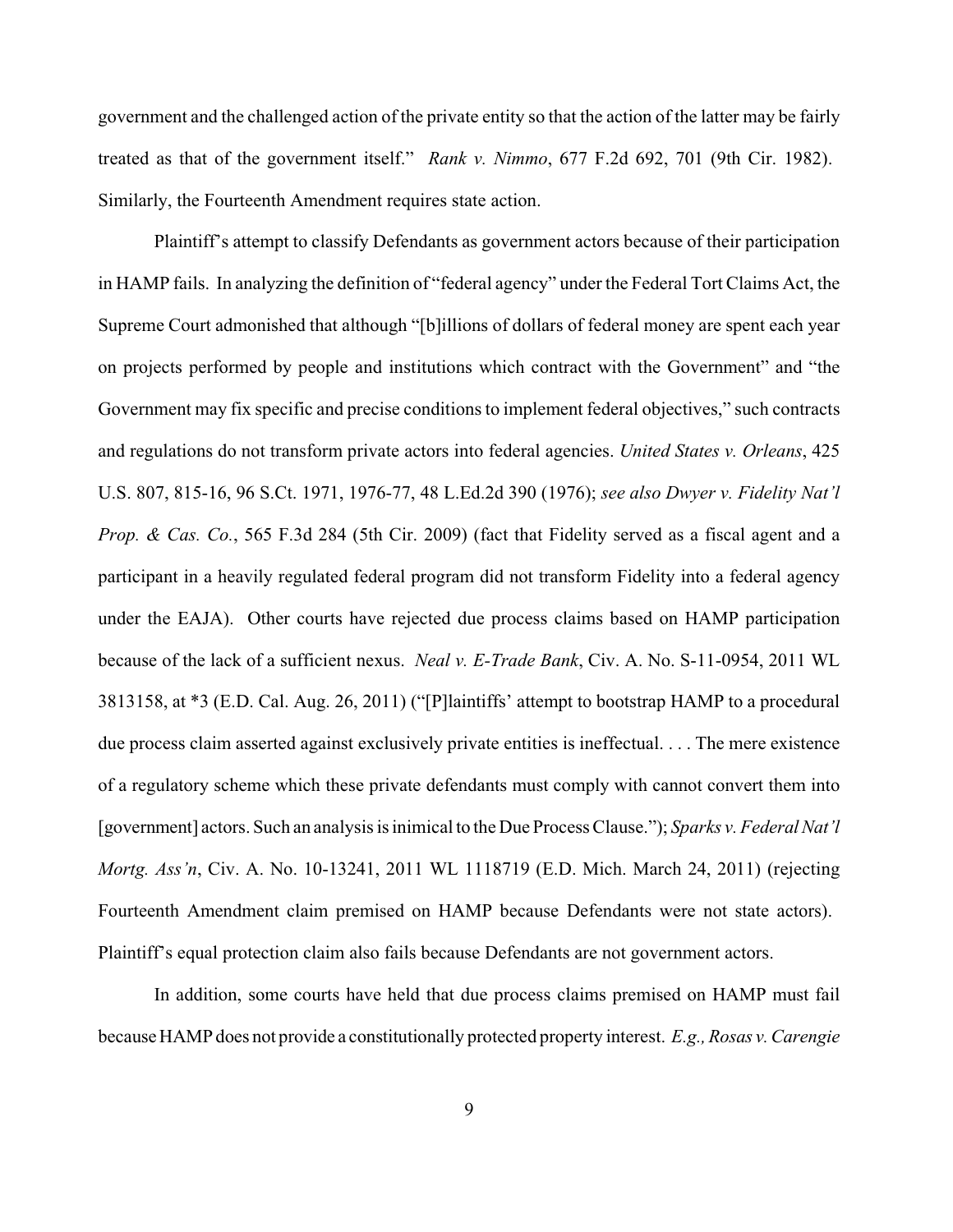government and the challenged action of the private entity so that the action of the latter may be fairly treated as that of the government itself." *Rank v. Nimmo*, 677 F.2d 692, 701 (9th Cir. 1982). Similarly, the Fourteenth Amendment requires state action.

Plaintiff's attempt to classify Defendants as government actors because of their participation in HAMP fails. In analyzing the definition of "federal agency" under the Federal Tort Claims Act, the Supreme Court admonished that although "[b]illions of dollars of federal money are spent each year on projects performed by people and institutions which contract with the Government" and "the Government may fix specific and precise conditions to implement federal objectives," such contracts and regulations do not transform private actors into federal agencies. *United States v. Orleans*, 425 U.S. 807, 815-16, 96 S.Ct. 1971, 1976-77, 48 L.Ed.2d 390 (1976); *see also Dwyer v. Fidelity Nat'l Prop. & Cas. Co.*, 565 F.3d 284 (5th Cir. 2009) (fact that Fidelity served as a fiscal agent and a participant in a heavily regulated federal program did not transform Fidelity into a federal agency under the EAJA). Other courts have rejected due process claims based on HAMP participation because of the lack of a sufficient nexus. *Neal v. E-Trade Bank*, Civ. A. No. S-11-0954, 2011 WL 3813158, at *3 (E.D. Cal. Aug. 26, 2011) ("[P]laintiffs' attempt to bootstrap HAMP to a procedural due process claim asserted against exclusively private entities is ineffectual. . . . The mere existence of a regulatory scheme which these private defendants must comply with cannot convert them into [government] actors. Such an analysis is inimical to the Due Process Clause."); *Sparks v. Federal Nat'l Mortg. Ass'n*, Civ. A. No. 10-13241, 2011 WL 1118719 (E.D. Mich. March 24, 2011) (rejecting Fourteenth Amendment claim premised on HAMP because Defendants were not state actors). Plaintiff's equal protection claim also fails because Defendants are not government actors.

In addition, some courts have held that due process claims premised on HAMP must fail because HAMP does not provide a constitutionally protected property interest. *E.g., Rosas v. Carengie*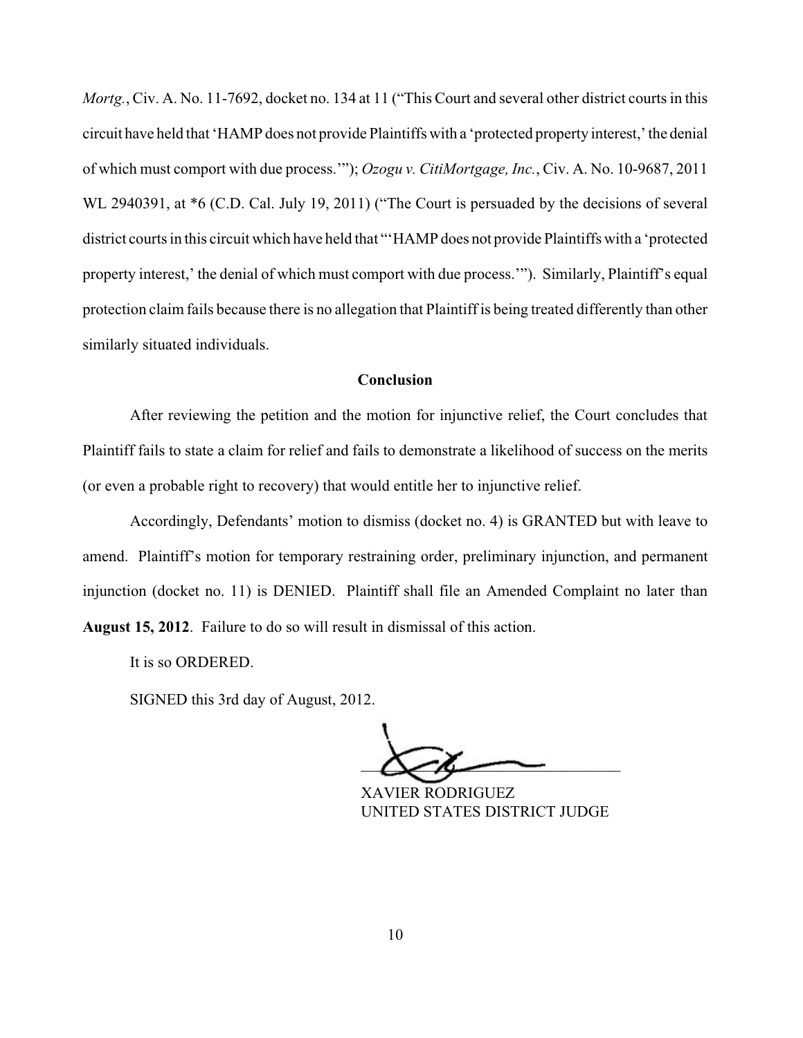*Mortg.*, Civ. A. No. 11-7692, docket no. 134 at 11 ("This Court and several other district courts in this circuit have held that 'HAMP does not provide Plaintiffs with a 'protected property interest,' the denial of which must comport with due process.'"); *Ozogu v. CitiMortgage, Inc.*, Civ. A. No. 10-9687, 2011 WL 2940391, at *6 (C.D. Cal. July 19, 2011) ("The Court is persuaded by the decisions of several district courts in this circuit which have held that "'HAMP does not provide Plaintiffs with a 'protected property interest,' the denial of which must comport with due process.'"). Similarly, Plaintiff's equal protection claim fails because there is no allegation that Plaintiff is being treated differently than other similarly situated individuals.

**Conclusion**

After reviewing the petition and the motion for injunctive relief, the Court concludes that Plaintiff fails to state a claim for relief and fails to demonstrate a likelihood of success on the merits (or even a probable right to recovery) that would entitle her to injunctive relief.

Accordingly, Defendants' motion to dismiss (docket no. 4) is GRANTED but with leave to amend. Plaintiff's motion for temporary restraining order, preliminary injunction, and permanent injunction (docket no. 11) is DENIED. Plaintiff shall file an Amended Complaint no later than **August 15, 2012**. Failure to do so will result in dismissal of this action.

It is so ORDERED.

SIGNED this 3rd day of August, 2012.

XAVIER RODRIGUEZ
UNITED STATES DISTRICT JUDGE